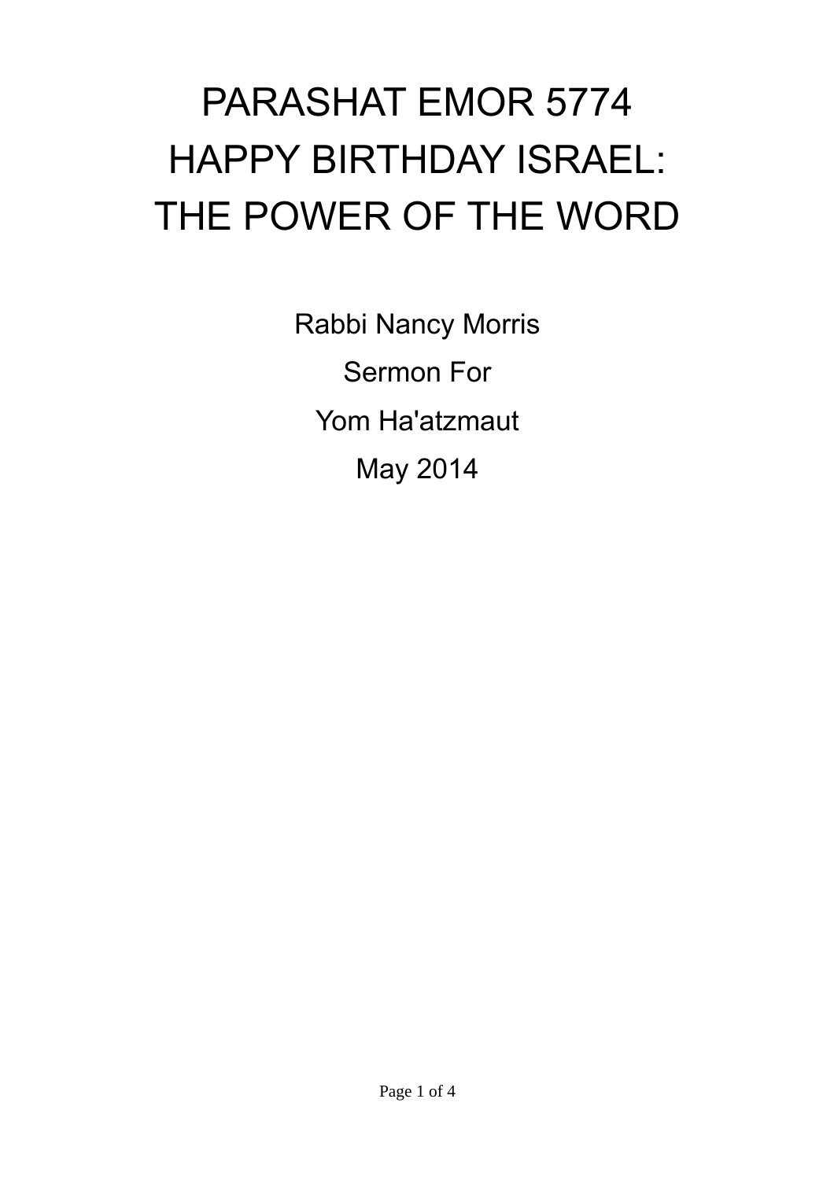# PARASHAT EMOR 5774
# HAPPY BIRTHDAY ISRAEL:
# THE POWER OF THE WORD

Rabbi Nancy Morris

Sermon For

Yom Ha'atzmaut

May 2014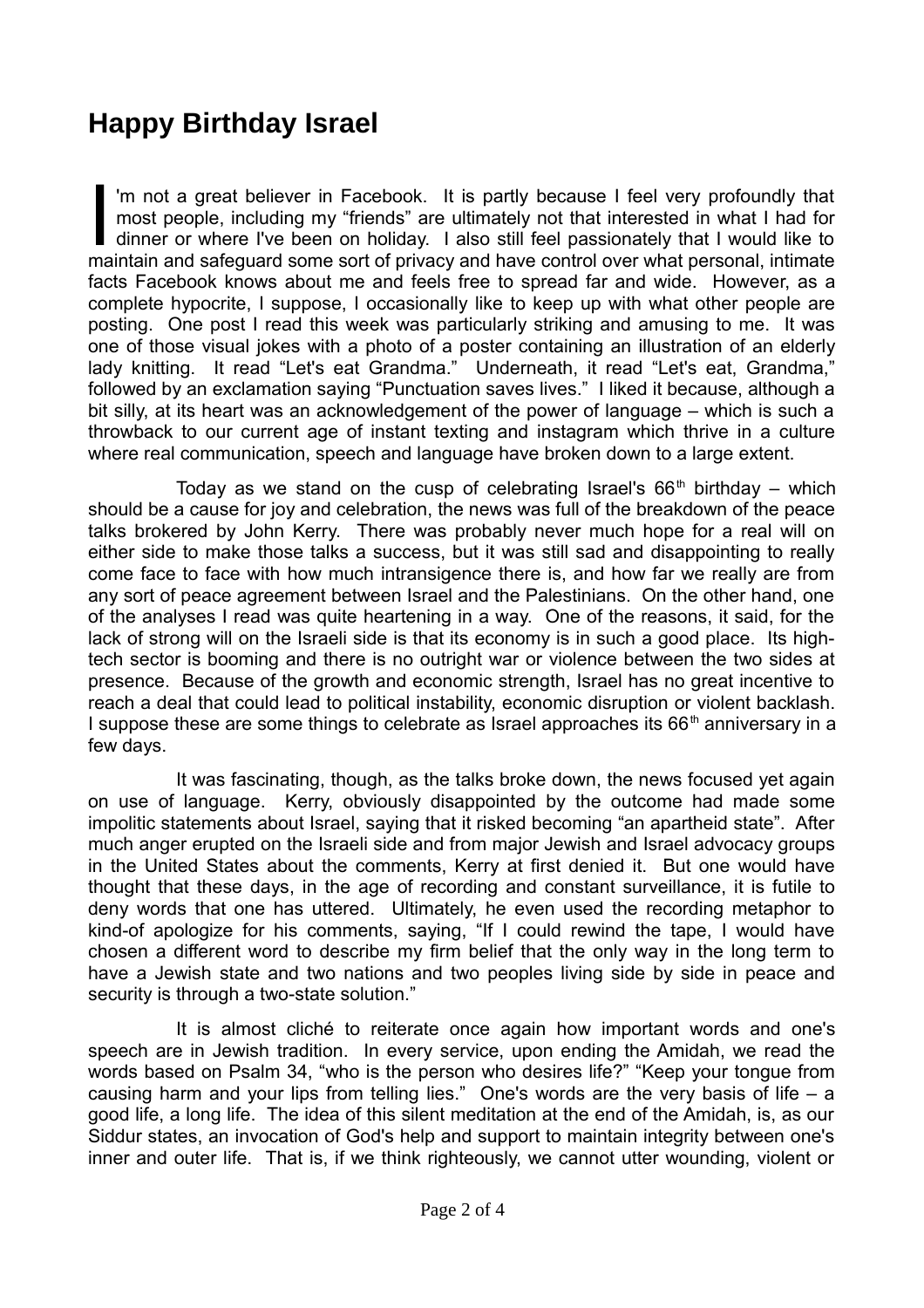# Happy Birthday Israel

I'm not a great believer in Facebook. It is partly because I feel very profoundly that most people, including my "friends" are ultimately not that interested in what I had for dinner or where I've been on holiday. I also still feel passionately that I would like to maintain and safeguard some sort of privacy and have control over what personal, intimate facts Facebook knows about me and feels free to spread far and wide. However, as a complete hypocrite, I suppose, I occasionally like to keep up with what other people are posting. One post I read this week was particularly striking and amusing to me. It was one of those visual jokes with a photo of a poster containing an illustration of an elderly lady knitting. It read "Let's eat Grandma." Underneath, it read "Let's eat, Grandma," followed by an exclamation saying "Punctuation saves lives." I liked it because, although a bit silly, at its heart was an acknowledgement of the power of language – which is such a throwback to our current age of instant texting and instagram which thrive in a culture where real communication, speech and language have broken down to a large extent.

Today as we stand on the cusp of celebrating Israel's 66th birthday – which should be a cause for joy and celebration, the news was full of the breakdown of the peace talks brokered by John Kerry. There was probably never much hope for a real will on either side to make those talks a success, but it was still sad and disappointing to really come face to face with how much intransigence there is, and how far we really are from any sort of peace agreement between Israel and the Palestinians. On the other hand, one of the analyses I read was quite heartening in a way. One of the reasons, it said, for the lack of strong will on the Israeli side is that its economy is in such a good place. Its high-tech sector is booming and there is no outright war or violence between the two sides at presence. Because of the growth and economic strength, Israel has no great incentive to reach a deal that could lead to political instability, economic disruption or violent backlash. I suppose these are some things to celebrate as Israel approaches its 66th anniversary in a few days.

It was fascinating, though, as the talks broke down, the news focused yet again on use of language. Kerry, obviously disappointed by the outcome had made some impolitic statements about Israel, saying that it risked becoming "an apartheid state". After much anger erupted on the Israeli side and from major Jewish and Israel advocacy groups in the United States about the comments, Kerry at first denied it. But one would have thought that these days, in the age of recording and constant surveillance, it is futile to deny words that one has uttered. Ultimately, he even used the recording metaphor to kind-of apologize for his comments, saying, "If I could rewind the tape, I would have chosen a different word to describe my firm belief that the only way in the long term to have a Jewish state and two nations and two peoples living side by side in peace and security is through a two-state solution."

It is almost cliché to reiterate once again how important words and one's speech are in Jewish tradition. In every service, upon ending the Amidah, we read the words based on Psalm 34, "who is the person who desires life?" "Keep your tongue from causing harm and your lips from telling lies." One's words are the very basis of life – a good life, a long life. The idea of this silent meditation at the end of the Amidah, is, as our Siddur states, an invocation of God's help and support to maintain integrity between one's inner and outer life. That is, if we think righteously, we cannot utter wounding, violent or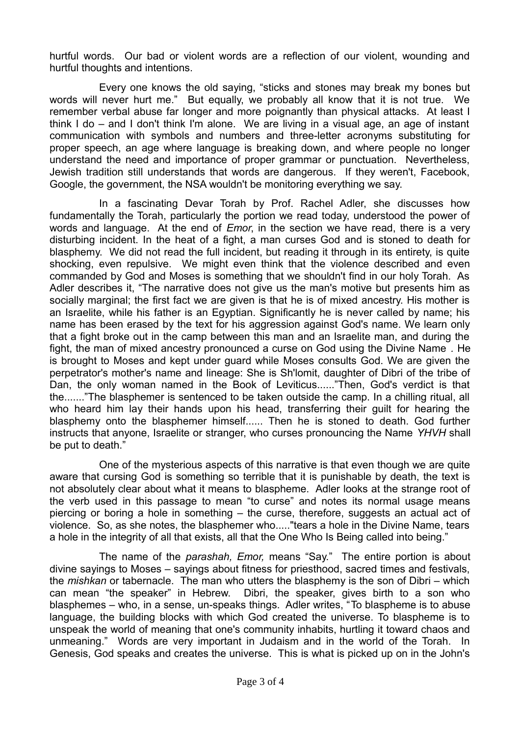hurtful words. Our bad or violent words are a reflection of our violent, wounding and hurtful thoughts and intentions.

Every one knows the old saying, "sticks and stones may break my bones but words will never hurt me." But equally, we probably all know that it is not true. We remember verbal abuse far longer and more poignantly than physical attacks. At least I think I do – and I don't think I'm alone. We are living in a visual age, an age of instant communication with symbols and numbers and three-letter acronyms substituting for proper speech, an age where language is breaking down, and where people no longer understand the need and importance of proper grammar or punctuation. Nevertheless, Jewish tradition still understands that words are dangerous. If they weren't, Facebook, Google, the government, the NSA wouldn't be monitoring everything we say.

In a fascinating Devar Torah by Prof. Rachel Adler, she discusses how fundamentally the Torah, particularly the portion we read today, understood the power of words and language. At the end of *Emor*, in the section we have read, there is a very disturbing incident. In the heat of a fight, a man curses God and is stoned to death for blasphemy. We did not read the full incident, but reading it through in its entirety, is quite shocking, even repulsive. We might even think that the violence described and even commanded by God and Moses is something that we shouldn't find in our holy Torah. As Adler describes it, "The narrative does not give us the man's motive but presents him as socially marginal; the first fact we are given is that he is of mixed ancestry. His mother is an Israelite, while his father is an Egyptian. Significantly he is never called by name; his name has been erased by the text for his aggression against God's name. We learn only that a fight broke out in the camp between this man and an Israelite man, and during the fight, the man of mixed ancestry pronounced a curse on God using the Divine Name . He is brought to Moses and kept under guard while Moses consults God. We are given the perpetrator's mother's name and lineage: She is Sh'lomit, daughter of Dibri of the tribe of Dan, the only woman named in the Book of Leviticus......"Then, God's verdict is that the......."The blasphemer is sentenced to be taken outside the camp. In a chilling ritual, all who heard him lay their hands upon his head, transferring their guilt for hearing the blasphemy onto the blasphemer himself...... Then he is stoned to death. God further instructs that anyone, Israelite or stranger, who curses pronouncing the Name *YHVH* shall be put to death."

One of the mysterious aspects of this narrative is that even though we are quite aware that cursing God is something so terrible that it is punishable by death, the text is not absolutely clear about what it means to blaspheme. Adler looks at the strange root of the verb used in this passage to mean "to curse" and notes its normal usage means piercing or boring a hole in something – the curse, therefore, suggests an actual act of violence. So, as she notes, the blasphemer who....."tears a hole in the Divine Name, tears a hole in the integrity of all that exists, all that the One Who Is Being called into being."

The name of the *parashah, Emor,* means "Say." The entire portion is about divine sayings to Moses – sayings about fitness for priesthood, sacred times and festivals, the *mishkan* or tabernacle. The man who utters the blasphemy is the son of Dibri – which can mean "the speaker" in Hebrew. Dibri, the speaker, gives birth to a son who blasphemes – who, in a sense, un-speaks things. Adler writes, "To blaspheme is to abuse language, the building blocks with which God created the universe. To blaspheme is to unspeak the world of meaning that one's community inhabits, hurtling it toward chaos and unmeaning." Words are very important in Judaism and in the world of the Torah. In Genesis, God speaks and creates the universe. This is what is picked up on in the John's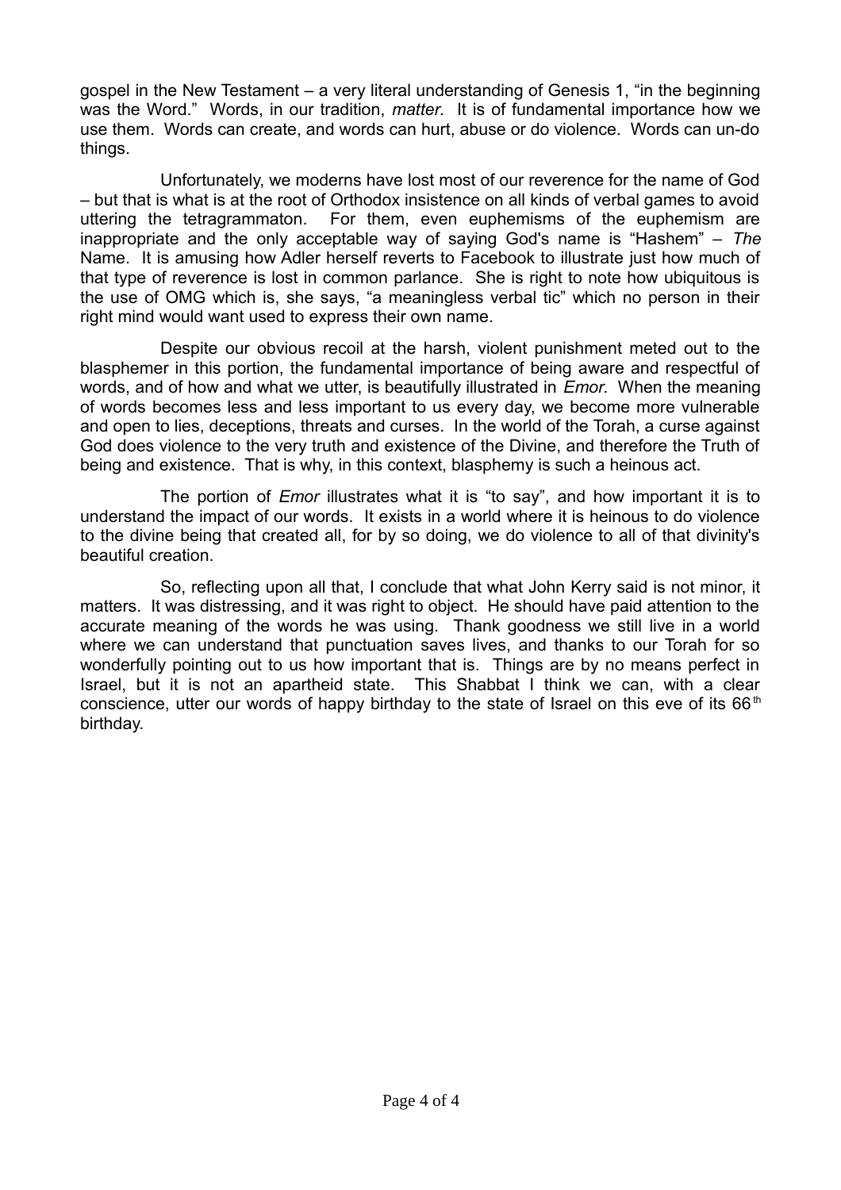gospel in the New Testament – a very literal understanding of Genesis 1, "in the beginning was the Word." Words, in our tradition, *matter*. It is of fundamental importance how we use them. Words can create, and words can hurt, abuse or do violence. Words can un-do things.

Unfortunately, we moderns have lost most of our reverence for the name of God – but that is what is at the root of Orthodox insistence on all kinds of verbal games to avoid uttering the tetragrammaton. For them, even euphemisms of the euphemism are inappropriate and the only acceptable way of saying God's name is "Hashem" – *The* Name. It is amusing how Adler herself reverts to Facebook to illustrate just how much of that type of reverence is lost in common parlance. She is right to note how ubiquitous is the use of OMG which is, she says, "a meaningless verbal tic" which no person in their right mind would want used to express their own name.

Despite our obvious recoil at the harsh, violent punishment meted out to the blasphemer in this portion, the fundamental importance of being aware and respectful of words, and of how and what we utter, is beautifully illustrated in *Emor*. When the meaning of words becomes less and less important to us every day, we become more vulnerable and open to lies, deceptions, threats and curses. In the world of the Torah, a curse against God does violence to the very truth and existence of the Divine, and therefore the Truth of being and existence. That is why, in this context, blasphemy is such a heinous act.

The portion of *Emor* illustrates what it is "to say", and how important it is to understand the impact of our words. It exists in a world where it is heinous to do violence to the divine being that created all, for by so doing, we do violence to all of that divinity's beautiful creation.

So, reflecting upon all that, I conclude that what John Kerry said is not minor, it matters. It was distressing, and it was right to object. He should have paid attention to the accurate meaning of the words he was using. Thank goodness we still live in a world where we can understand that punctuation saves lives, and thanks to our Torah for so wonderfully pointing out to us how important that is. Things are by no means perfect in Israel, but it is not an apartheid state. This Shabbat I think we can, with a clear conscience, utter our words of happy birthday to the state of Israel on this eve of its 66th birthday.